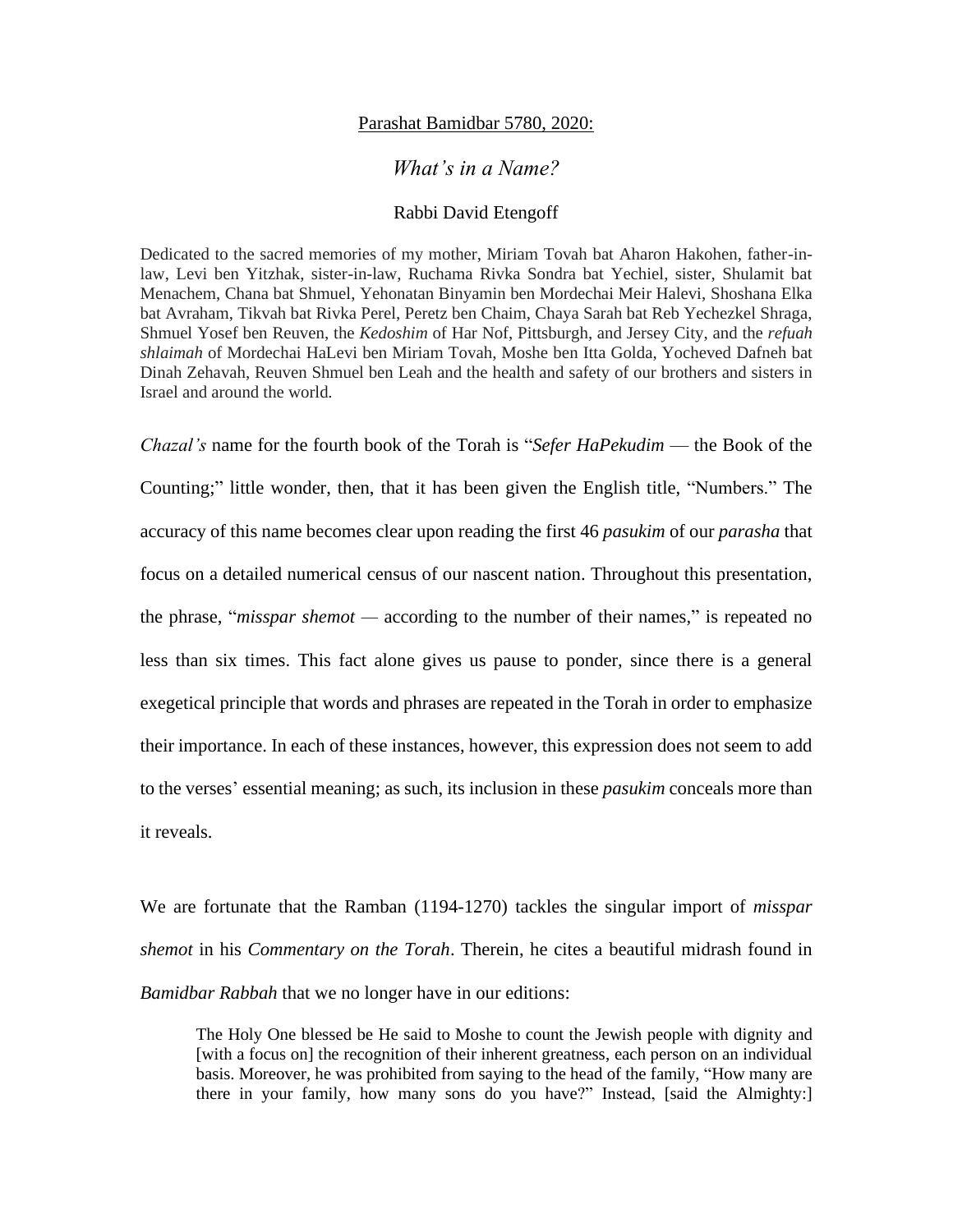Parashat Bamidbar 5780, 2020:

# *What's in a Name?*

Rabbi David Etengoff

Dedicated to the sacred memories of my mother, Miriam Tovah bat Aharon Hakohen, father-in-law, Levi ben Yitzhak, sister-in-law, Ruchama Rivka Sondra bat Yechiel, sister, Shulamit bat Menachem, Chana bat Shmuel, Yehonatan Binyamin ben Mordechai Meir Halevi, Shoshana Elka bat Avraham, Tikvah bat Rivka Perel, Peretz ben Chaim, Chaya Sarah bat Reb Yechezkel Shraga, Shmuel Yosef ben Reuven, the *Kedoshim* of Har Nof, Pittsburgh, and Jersey City, and the *refuah shlaimah* of Mordechai HaLevi ben Miriam Tovah, Moshe ben Itta Golda, Yocheved Dafneh bat Dinah Zehavah, Reuven Shmuel ben Leah and the health and safety of our brothers and sisters in Israel and around the world.

*Chazal's* name for the fourth book of the Torah is "*Sefer HaPekudim* — the Book of the Counting;" little wonder, then, that it has been given the English title, "Numbers." The accuracy of this name becomes clear upon reading the first 46 *pasukim* of our *parasha* that focus on a detailed numerical census of our nascent nation. Throughout this presentation, the phrase, "*misspar shemot* — according to the number of their names," is repeated no less than six times. This fact alone gives us pause to ponder, since there is a general exegetical principle that words and phrases are repeated in the Torah in order to emphasize their importance. In each of these instances, however, this expression does not seem to add to the verses' essential meaning; as such, its inclusion in these *pasukim* conceals more than it reveals.

We are fortunate that the Ramban (1194-1270) tackles the singular import of *misspar shemot* in his *Commentary on the Torah*. Therein, he cites a beautiful midrash found in *Bamidbar Rabbah* that we no longer have in our editions:

> The Holy One blessed be He said to Moshe to count the Jewish people with dignity and [with a focus on] the recognition of their inherent greatness, each person on an individual basis. Moreover, he was prohibited from saying to the head of the family, "How many are there in your family, how many sons do you have?" Instead, [said the Almighty:]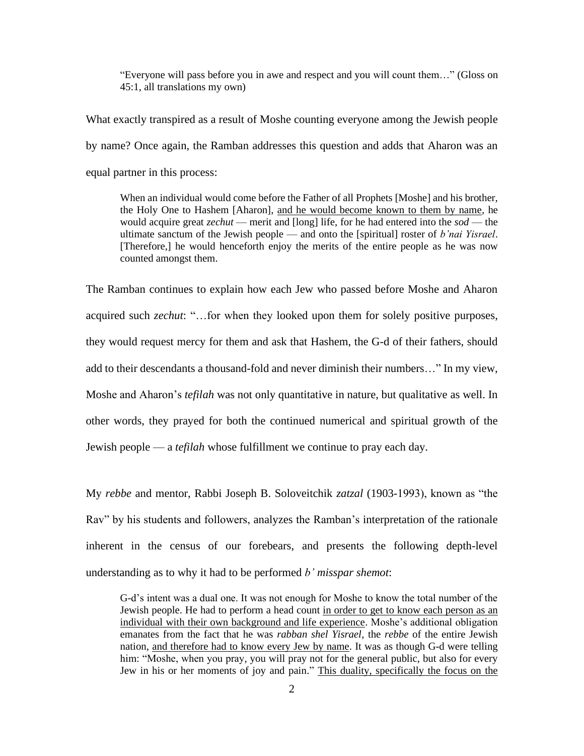> "Everyone will pass before you in awe and respect and you will count them…" (Gloss on 45:1, all translations my own)

What exactly transpired as a result of Moshe counting everyone among the Jewish people by name? Once again, the Ramban addresses this question and adds that Aharon was an equal partner in this process:

> When an individual would come before the Father of all Prophets [Moshe] and his brother, the Holy One to Hashem [Aharon], <u>and he would become known to them by name</u>, he would acquire great *zechut* — merit and [long] life, for he had entered into the *sod* — the ultimate sanctum of the Jewish people — and onto the [spiritual] roster of *b'nai Yisrael*. [Therefore,] he would henceforth enjoy the merits of the entire people as he was now counted amongst them.

The Ramban continues to explain how each Jew who passed before Moshe and Aharon acquired such *zechut*: "…for when they looked upon them for solely positive purposes, they would request mercy for them and ask that Hashem, the G-d of their fathers, should add to their descendants a thousand-fold and never diminish their numbers…" In my view, Moshe and Aharon's *tefilah* was not only quantitative in nature, but qualitative as well. In other words, they prayed for both the continued numerical and spiritual growth of the Jewish people — a *tefilah* whose fulfillment we continue to pray each day.

My *rebbe* and mentor, Rabbi Joseph B. Soloveitchik *zatzal* (1903-1993), known as "the Rav" by his students and followers, analyzes the Ramban's interpretation of the rationale inherent in the census of our forebears, and presents the following depth-level understanding as to why it had to be performed *b' misspar shemot*:

> G-d's intent was a dual one. It was not enough for Moshe to know the total number of the Jewish people. He had to perform a head count <u>in order to get to know each person as an individual with their own background and life experience</u>. Moshe's additional obligation emanates from the fact that he was *rabban shel Yisrael*, the *rebbe* of the entire Jewish nation, <u>and therefore had to know every Jew by name</u>. It was as though G-d were telling him: "Moshe, when you pray, you will pray not for the general public, but also for every Jew in his or her moments of joy and pain." <u>This duality, specifically the focus on the</u>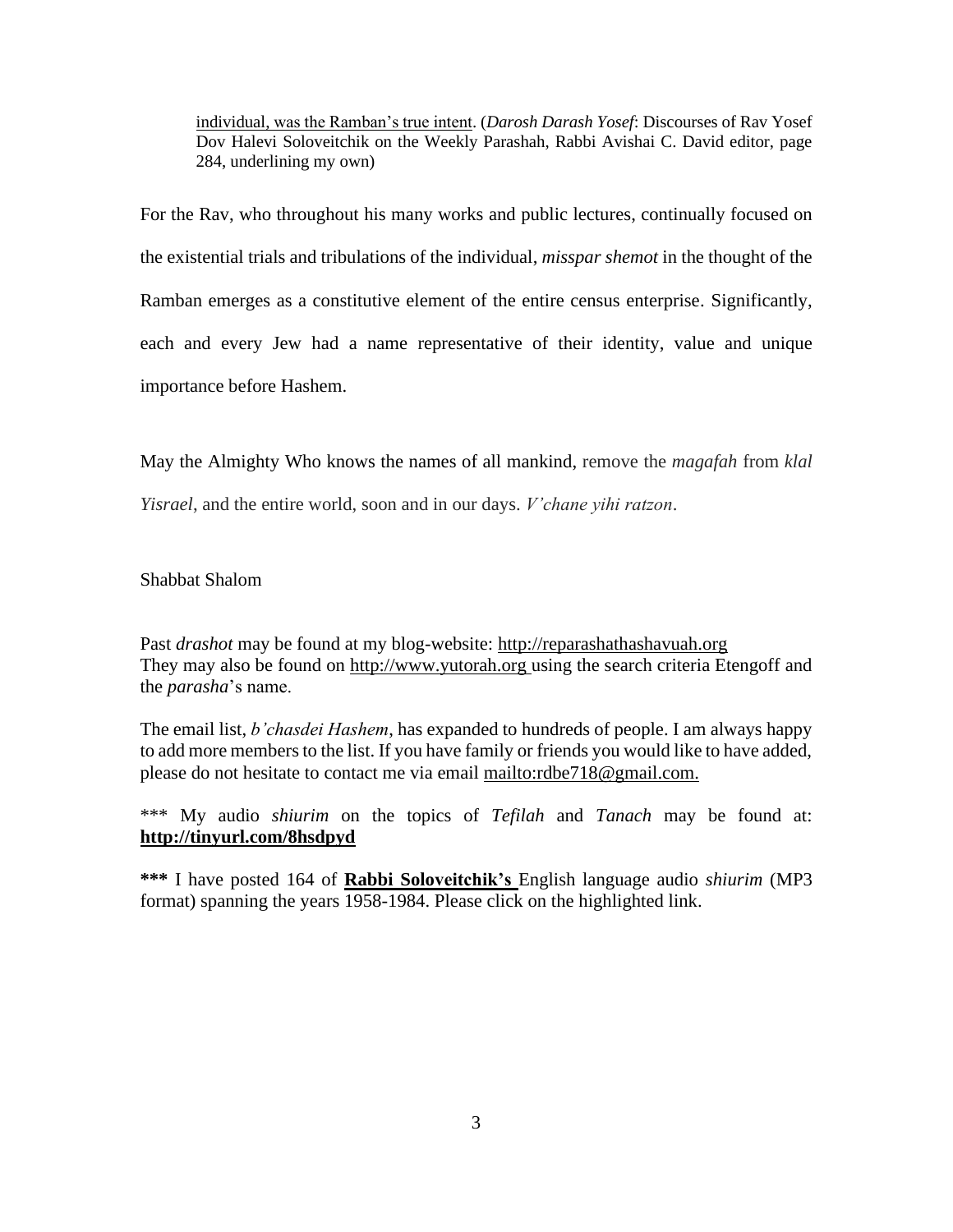> <u>individual, was the Ramban's true intent</u>. (*Darosh Darash Yosef*: Discourses of Rav Yosef Dov Halevi Soloveitchik on the Weekly Parashah, Rabbi Avishai C. David editor, page 284, underlining my own)

For the Rav, who throughout his many works and public lectures, continually focused on the existential trials and tribulations of the individual, *misspar shemot* in the thought of the Ramban emerges as a constitutive element of the entire census enterprise. Significantly, each and every Jew had a name representative of their identity, value and unique importance before Hashem.

May the Almighty Who knows the names of all mankind, remove the *magafah* from *klal Yisrael*, and the entire world, soon and in our days. *V'chane yihi ratzon*.

Shabbat Shalom

Past *drashot* may be found at my blog-website: http://reparashathashavuah.org
They may also be found on http://www.yutorah.org using the search criteria Etengoff and the *parasha*'s name.

The email list, *b'chasdei Hashem*, has expanded to hundreds of people. I am always happy to add more members to the list. If you have family or friends you would like to have added, please do not hesitate to contact me via email mailto:rdbe718@gmail.com.

*** My audio *shiurim* on the topics of *Tefilah* and *Tanach* may be found at: **http://tinyurl.com/8hsdpyd**

**\*\*\*** I have posted 164 of **Rabbi Soloveitchik's** English language audio *shiurim* (MP3 format) spanning the years 1958-1984. Please click on the highlighted link.